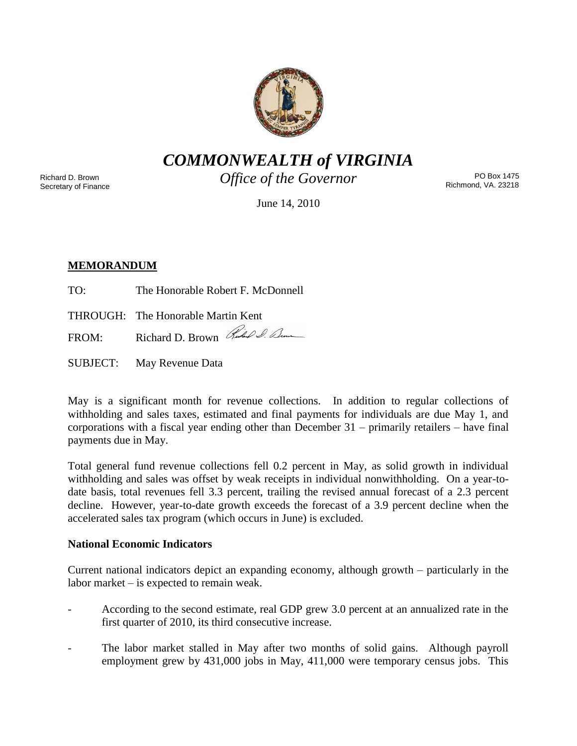# *COMMONWEALTH of VIRGINIA*

*Office of the Governor*

Richard D. Brown
Secretary of Finance

PO Box 1475
Richmond, VA. 23218

June 14, 2010

**MEMORANDUM**

TO: The Honorable Robert F. McDonnell

THROUGH: The Honorable Martin Kent

FROM: Richard D. Brown

SUBJECT: May Revenue Data

May is a significant month for revenue collections. In addition to regular collections of withholding and sales taxes, estimated and final payments for individuals are due May 1, and corporations with a fiscal year ending other than December 31 – primarily retailers – have final payments due in May.

Total general fund revenue collections fell 0.2 percent in May, as solid growth in individual withholding and sales was offset by weak receipts in individual nonwithholding. On a year-to-date basis, total revenues fell 3.3 percent, trailing the revised annual forecast of a 2.3 percent decline. However, year-to-date growth exceeds the forecast of a 3.9 percent decline when the accelerated sales tax program (which occurs in June) is excluded.

**National Economic Indicators**

Current national indicators depict an expanding economy, although growth – particularly in the labor market – is expected to remain weak.

- According to the second estimate, real GDP grew 3.0 percent at an annualized rate in the first quarter of 2010, its third consecutive increase.

- The labor market stalled in May after two months of solid gains. Although payroll employment grew by 431,000 jobs in May, 411,000 were temporary census jobs. This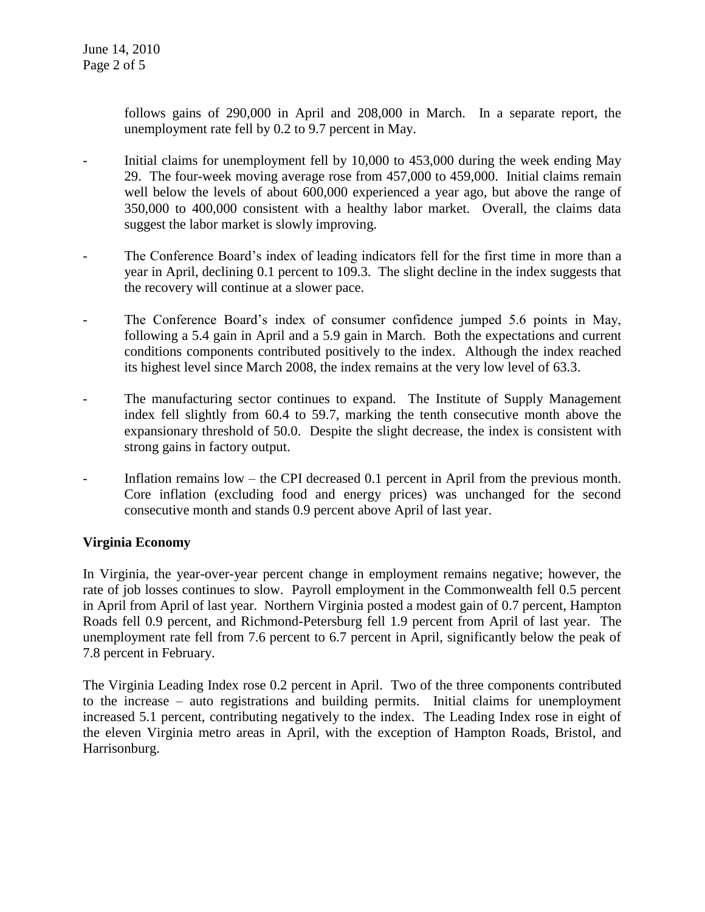follows gains of 290,000 in April and 208,000 in March. In a separate report, the unemployment rate fell by 0.2 to 9.7 percent in May.

- Initial claims for unemployment fell by 10,000 to 453,000 during the week ending May 29. The four-week moving average rose from 457,000 to 459,000. Initial claims remain well below the levels of about 600,000 experienced a year ago, but above the range of 350,000 to 400,000 consistent with a healthy labor market. Overall, the claims data suggest the labor market is slowly improving.

- The Conference Board's index of leading indicators fell for the first time in more than a year in April, declining 0.1 percent to 109.3. The slight decline in the index suggests that the recovery will continue at a slower pace.

- The Conference Board's index of consumer confidence jumped 5.6 points in May, following a 5.4 gain in April and a 5.9 gain in March. Both the expectations and current conditions components contributed positively to the index. Although the index reached its highest level since March 2008, the index remains at the very low level of 63.3.

- The manufacturing sector continues to expand. The Institute of Supply Management index fell slightly from 60.4 to 59.7, marking the tenth consecutive month above the expansionary threshold of 50.0. Despite the slight decrease, the index is consistent with strong gains in factory output.

- Inflation remains low – the CPI decreased 0.1 percent in April from the previous month. Core inflation (excluding food and energy prices) was unchanged for the second consecutive month and stands 0.9 percent above April of last year.

**Virginia Economy**

In Virginia, the year-over-year percent change in employment remains negative; however, the rate of job losses continues to slow. Payroll employment in the Commonwealth fell 0.5 percent in April from April of last year. Northern Virginia posted a modest gain of 0.7 percent, Hampton Roads fell 0.9 percent, and Richmond-Petersburg fell 1.9 percent from April of last year. The unemployment rate fell from 7.6 percent to 6.7 percent in April, significantly below the peak of 7.8 percent in February.

The Virginia Leading Index rose 0.2 percent in April. Two of the three components contributed to the increase – auto registrations and building permits. Initial claims for unemployment increased 5.1 percent, contributing negatively to the index. The Leading Index rose in eight of the eleven Virginia metro areas in April, with the exception of Hampton Roads, Bristol, and Harrisonburg.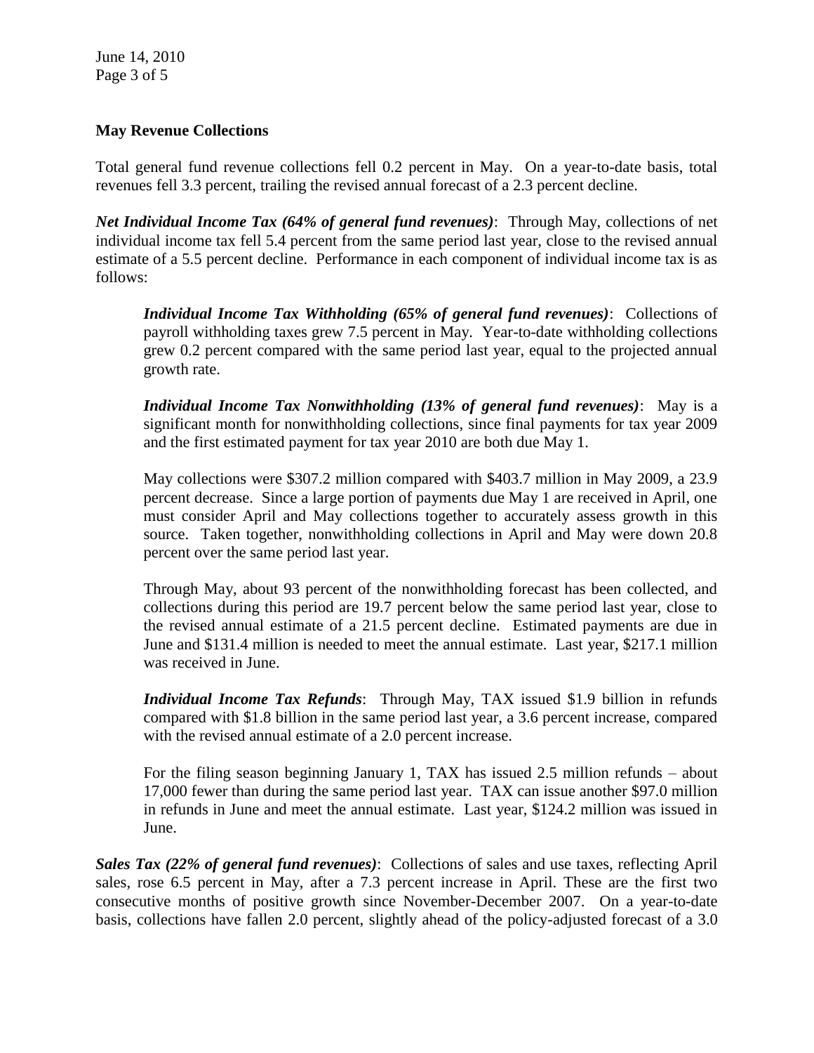**May Revenue Collections**

Total general fund revenue collections fell 0.2 percent in May. On a year-to-date basis, total revenues fell 3.3 percent, trailing the revised annual forecast of a 2.3 percent decline.

***Net Individual Income Tax (64% of general fund revenues)***: Through May, collections of net individual income tax fell 5.4 percent from the same period last year, close to the revised annual estimate of a 5.5 percent decline. Performance in each component of individual income tax is as follows:

> ***Individual Income Tax Withholding (65% of general fund revenues)***: Collections of payroll withholding taxes grew 7.5 percent in May. Year-to-date withholding collections grew 0.2 percent compared with the same period last year, equal to the projected annual growth rate.
>
> ***Individual Income Tax Nonwithholding (13% of general fund revenues)***: May is a significant month for nonwithholding collections, since final payments for tax year 2009 and the first estimated payment for tax year 2010 are both due May 1.
>
> May collections were $307.2 million compared with $403.7 million in May 2009, a 23.9 percent decrease. Since a large portion of payments due May 1 are received in April, one must consider April and May collections together to accurately assess growth in this source. Taken together, nonwithholding collections in April and May were down 20.8 percent over the same period last year.
>
> Through May, about 93 percent of the nonwithholding forecast has been collected, and collections during this period are 19.7 percent below the same period last year, close to the revised annual estimate of a 21.5 percent decline. Estimated payments are due in June and $131.4 million is needed to meet the annual estimate. Last year, $217.1 million was received in June.
>
> ***Individual Income Tax Refunds***: Through May, TAX issued $1.9 billion in refunds compared with $1.8 billion in the same period last year, a 3.6 percent increase, compared with the revised annual estimate of a 2.0 percent increase.
>
> For the filing season beginning January 1, TAX has issued 2.5 million refunds – about 17,000 fewer than during the same period last year. TAX can issue another $97.0 million in refunds in June and meet the annual estimate. Last year, $124.2 million was issued in June.

***Sales Tax (22% of general fund revenues)***: Collections of sales and use taxes, reflecting April sales, rose 6.5 percent in May, after a 7.3 percent increase in April. These are the first two consecutive months of positive growth since November-December 2007. On a year-to-date basis, collections have fallen 2.0 percent, slightly ahead of the policy-adjusted forecast of a 3.0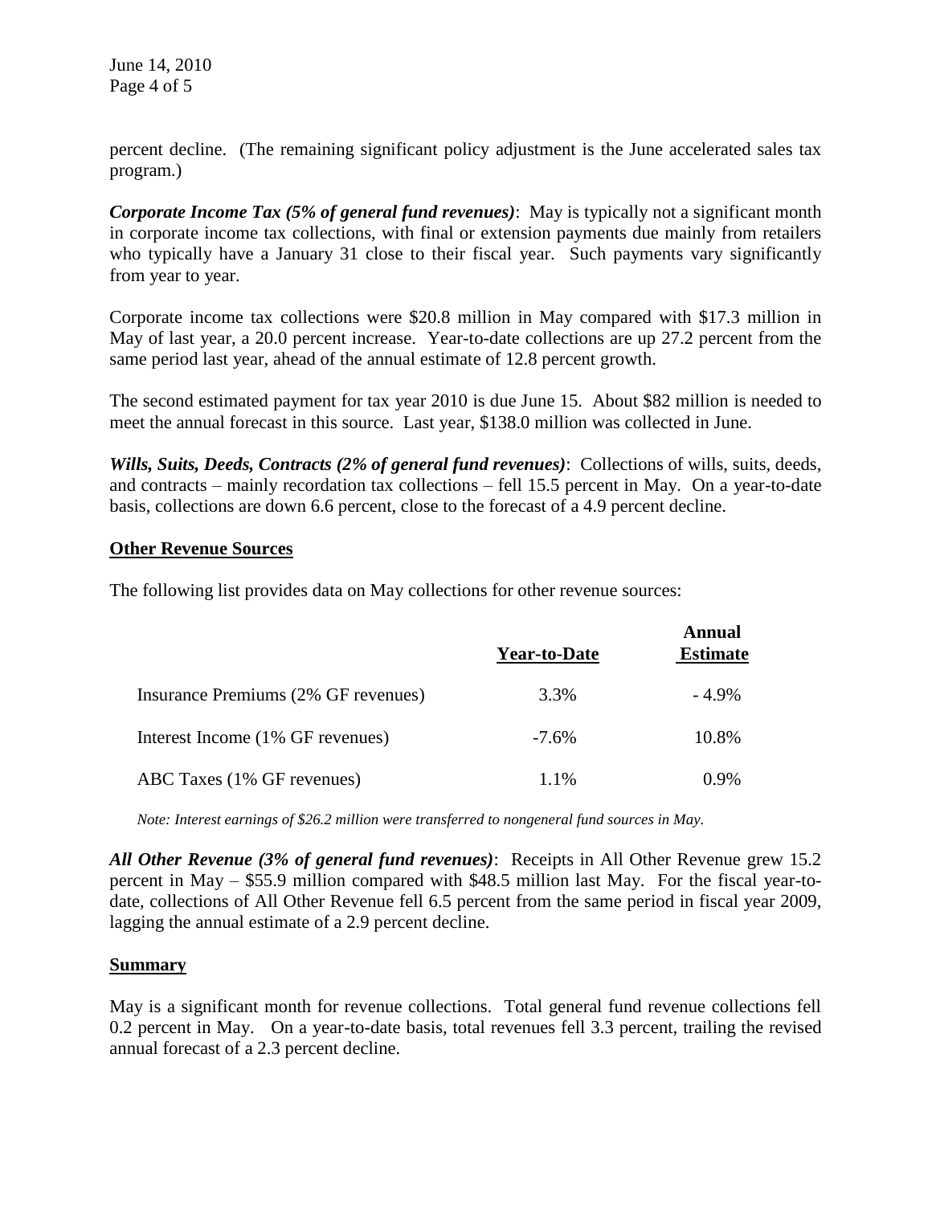percent decline. (The remaining significant policy adjustment is the June accelerated sales tax program.)

***Corporate Income Tax (5% of general fund revenues)***: May is typically not a significant month in corporate income tax collections, with final or extension payments due mainly from retailers who typically have a January 31 close to their fiscal year. Such payments vary significantly from year to year.

Corporate income tax collections were $20.8 million in May compared with $17.3 million in May of last year, a 20.0 percent increase. Year-to-date collections are up 27.2 percent from the same period last year, ahead of the annual estimate of 12.8 percent growth.

The second estimated payment for tax year 2010 is due June 15. About $82 million is needed to meet the annual forecast in this source. Last year, $138.0 million was collected in June.

***Wills, Suits, Deeds, Contracts (2% of general fund revenues)***: Collections of wills, suits, deeds, and contracts – mainly recordation tax collections – fell 15.5 percent in May. On a year-to-date basis, collections are down 6.6 percent, close to the forecast of a 4.9 percent decline.

**Other Revenue Sources**

The following list provides data on May collections for other revenue sources:

| | Year-to-Date | Annual Estimate |
|---|---|---|
| Insurance Premiums (2% GF revenues) | 3.3% | - 4.9% |
| Interest Income (1% GF revenues) | -7.6% | 10.8% |
| ABC Taxes (1% GF revenues) | 1.1% | 0.9% |

*Note: Interest earnings of $26.2 million were transferred to nongeneral fund sources in May.*

***All Other Revenue (3% of general fund revenues)***: Receipts in All Other Revenue grew 15.2 percent in May – $55.9 million compared with $48.5 million last May. For the fiscal year-to-date, collections of All Other Revenue fell 6.5 percent from the same period in fiscal year 2009, lagging the annual estimate of a 2.9 percent decline.

**Summary**

May is a significant month for revenue collections. Total general fund revenue collections fell 0.2 percent in May. On a year-to-date basis, total revenues fell 3.3 percent, trailing the revised annual forecast of a 2.3 percent decline.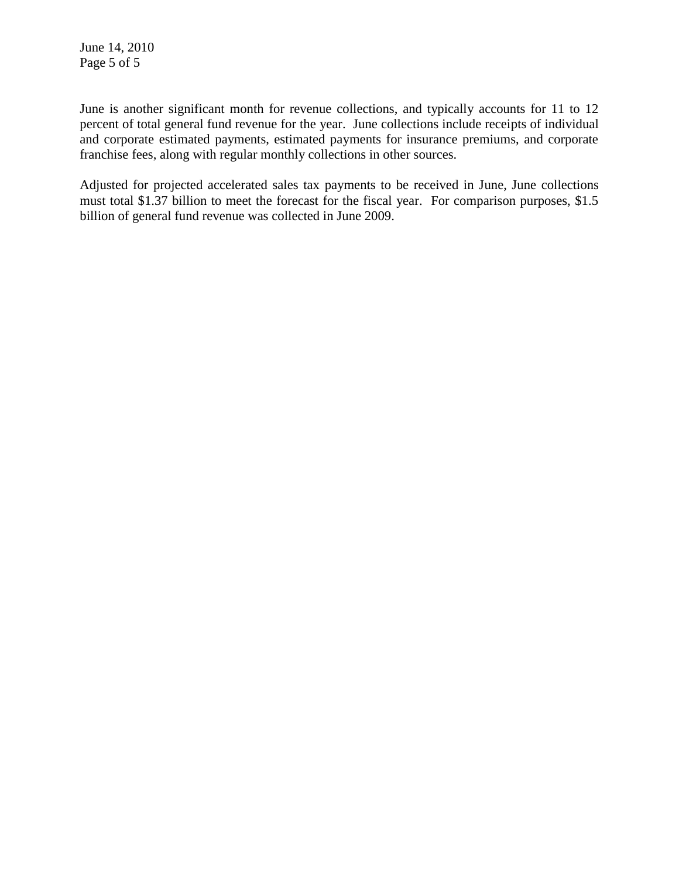June is another significant month for revenue collections, and typically accounts for 11 to 12 percent of total general fund revenue for the year. June collections include receipts of individual and corporate estimated payments, estimated payments for insurance premiums, and corporate franchise fees, along with regular monthly collections in other sources.

Adjusted for projected accelerated sales tax payments to be received in June, June collections must total $1.37 billion to meet the forecast for the fiscal year. For comparison purposes, $1.5 billion of general fund revenue was collected in June 2009.